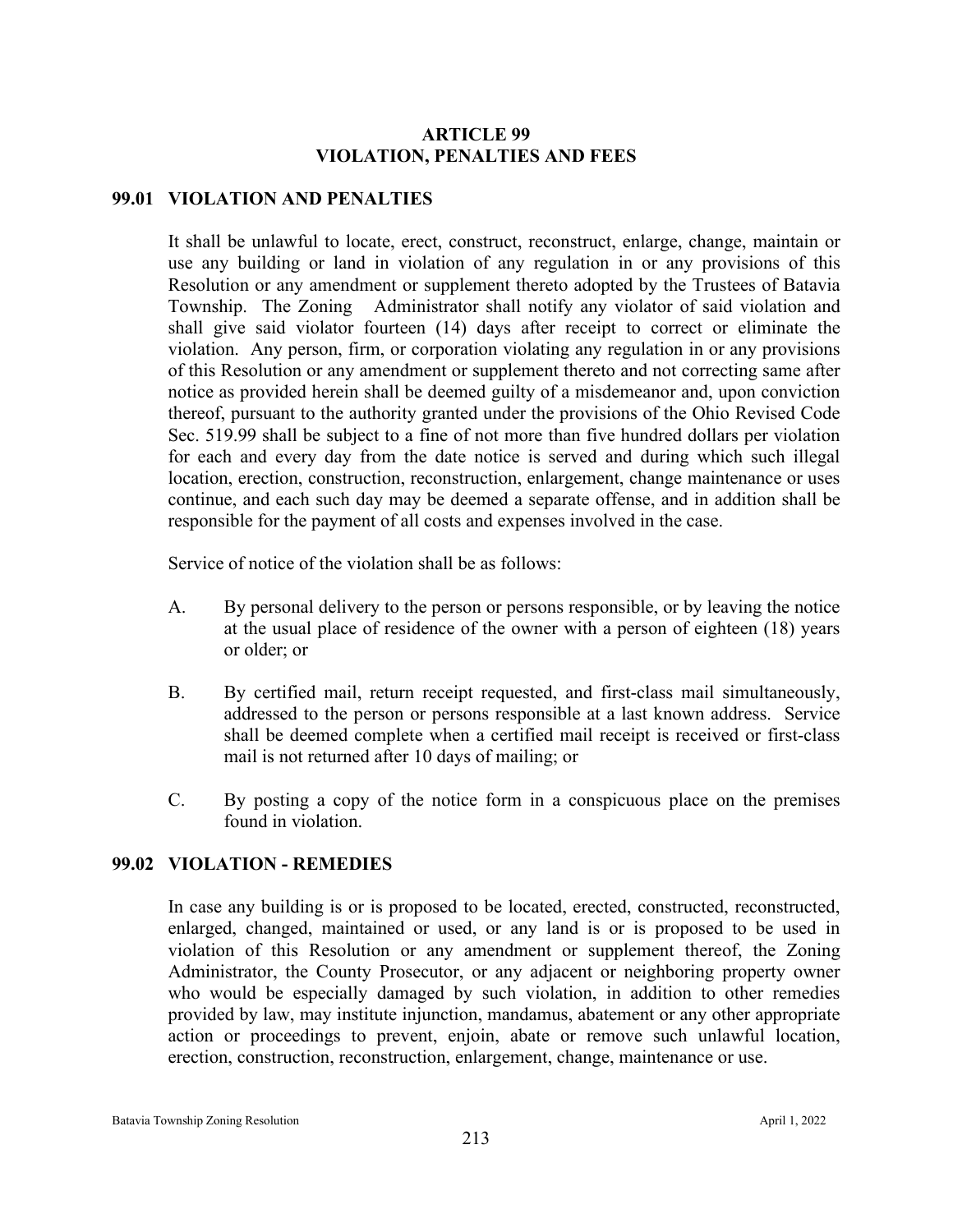# ARTICLE 99
# VIOLATION, PENALTIES AND FEES

## 99.01 VIOLATION AND PENALTIES

It shall be unlawful to locate, erect, construct, reconstruct, enlarge, change, maintain or use any building or land in violation of any regulation in or any provisions of this Resolution or any amendment or supplement thereto adopted by the Trustees of Batavia Township. The Zoning Administrator shall notify any violator of said violation and shall give said violator fourteen (14) days after receipt to correct or eliminate the violation. Any person, firm, or corporation violating any regulation in or any provisions of this Resolution or any amendment or supplement thereto and not correcting same after notice as provided herein shall be deemed guilty of a misdemeanor and, upon conviction thereof, pursuant to the authority granted under the provisions of the Ohio Revised Code Sec. 519.99 shall be subject to a fine of not more than five hundred dollars per violation for each and every day from the date notice is served and during which such illegal location, erection, construction, reconstruction, enlargement, change maintenance or uses continue, and each such day may be deemed a separate offense, and in addition shall be responsible for the payment of all costs and expenses involved in the case.

Service of notice of the violation shall be as follows:

A. By personal delivery to the person or persons responsible, or by leaving the notice at the usual place of residence of the owner with a person of eighteen (18) years or older; or

B. By certified mail, return receipt requested, and first-class mail simultaneously, addressed to the person or persons responsible at a last known address. Service shall be deemed complete when a certified mail receipt is received or first-class mail is not returned after 10 days of mailing; or

C. By posting a copy of the notice form in a conspicuous place on the premises found in violation.

## 99.02 VIOLATION - REMEDIES

In case any building is or is proposed to be located, erected, constructed, reconstructed, enlarged, changed, maintained or used, or any land is or is proposed to be used in violation of this Resolution or any amendment or supplement thereof, the Zoning Administrator, the County Prosecutor, or any adjacent or neighboring property owner who would be especially damaged by such violation, in addition to other remedies provided by law, may institute injunction, mandamus, abatement or any other appropriate action or proceedings to prevent, enjoin, abate or remove such unlawful location, erection, construction, reconstruction, enlargement, change, maintenance or use.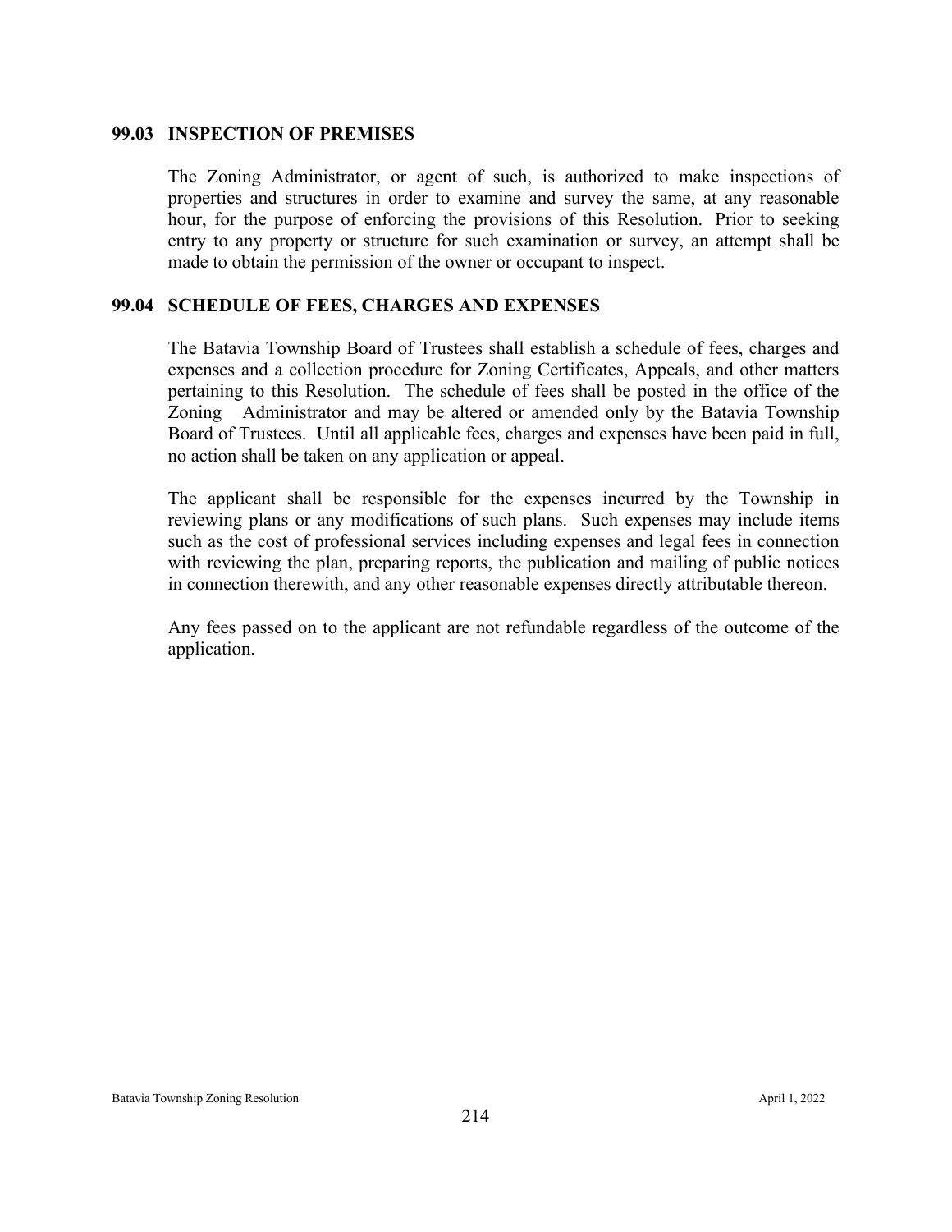### 99.03 INSPECTION OF PREMISES

The Zoning Administrator, or agent of such, is authorized to make inspections of properties and structures in order to examine and survey the same, at any reasonable hour, for the purpose of enforcing the provisions of this Resolution. Prior to seeking entry to any property or structure for such examination or survey, an attempt shall be made to obtain the permission of the owner or occupant to inspect.

### 99.04 SCHEDULE OF FEES, CHARGES AND EXPENSES

The Batavia Township Board of Trustees shall establish a schedule of fees, charges and expenses and a collection procedure for Zoning Certificates, Appeals, and other matters pertaining to this Resolution. The schedule of fees shall be posted in the office of the Zoning Administrator and may be altered or amended only by the Batavia Township Board of Trustees. Until all applicable fees, charges and expenses have been paid in full, no action shall be taken on any application or appeal.

The applicant shall be responsible for the expenses incurred by the Township in reviewing plans or any modifications of such plans. Such expenses may include items such as the cost of professional services including expenses and legal fees in connection with reviewing the plan, preparing reports, the publication and mailing of public notices in connection therewith, and any other reasonable expenses directly attributable thereon.

Any fees passed on to the applicant are not refundable regardless of the outcome of the application.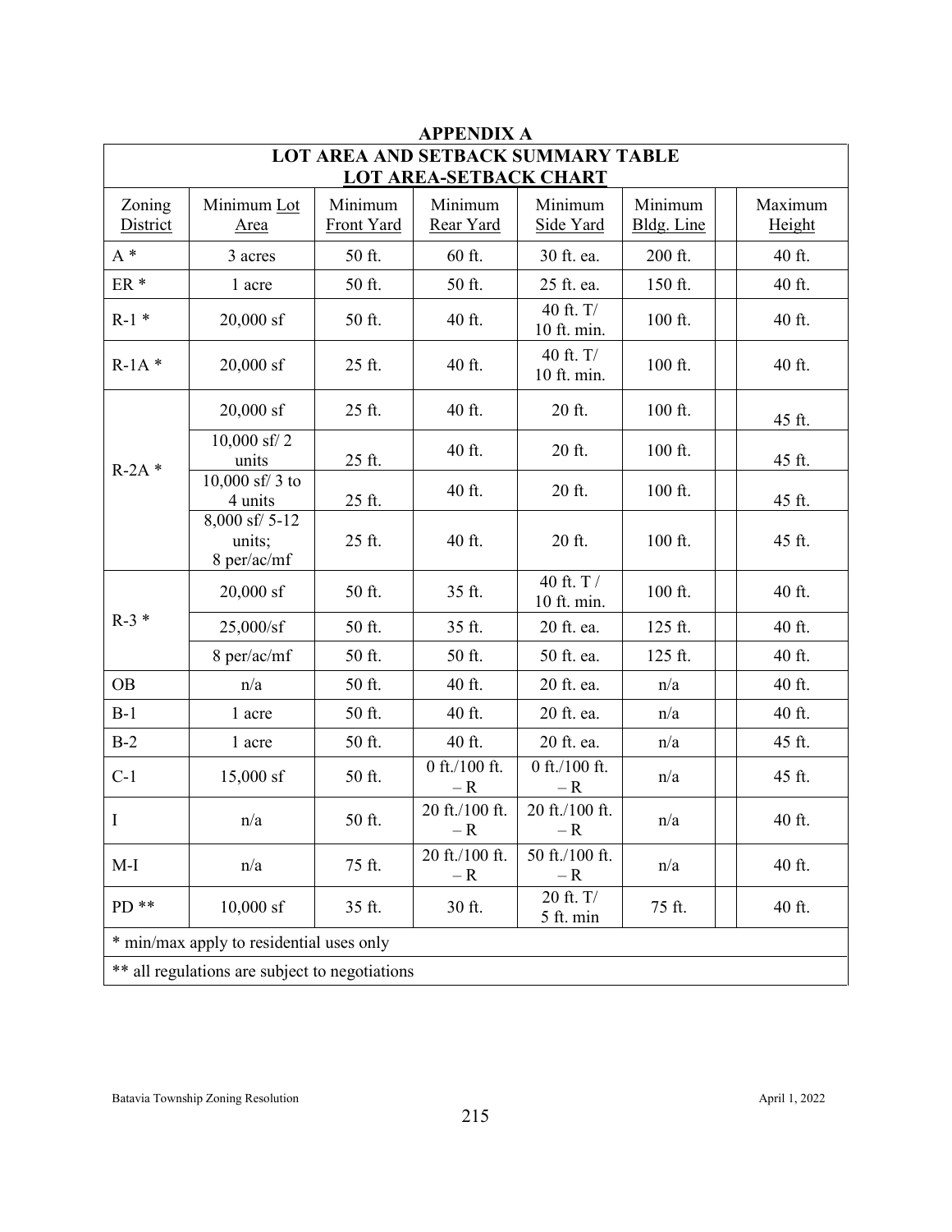## APPENDIX A

| LOT AREA AND SETBACK SUMMARY TABLE<br>LOT AREA-SETBACK CHART | | | | | | | |
|---|---|---|---|---|---|---|---|
| Zoning District | Minimum Lot Area | Minimum Front Yard | Minimum Rear Yard | Minimum Side Yard | Minimum Bldg. Line | | Maximum Height |
| A * | 3 acres | 50 ft. | 60 ft. | 30 ft. ea. | 200 ft. | | 40 ft. |
| ER * | 1 acre | 50 ft. | 50 ft. | 25 ft. ea. | 150 ft. | | 40 ft. |
| R-1 * | 20,000 sf | 50 ft. | 40 ft. | 40 ft. T/ 10 ft. min. | 100 ft. | | 40 ft. |
| R-1A * | 20,000 sf | 25 ft. | 40 ft. | 40 ft. T/ 10 ft. min. | 100 ft. | | 40 ft. |
| R-2A * | 20,000 sf | 25 ft. | 40 ft. | 20 ft. | 100 ft. | | 45 ft. |
| | 10,000 sf/ 2 units | 25 ft. | 40 ft. | 20 ft. | 100 ft. | | 45 ft. |
| | 10,000 sf/ 3 to 4 units | 25 ft. | 40 ft. | 20 ft. | 100 ft. | | 45 ft. |
| | 8,000 sf/ 5-12 units; 8 per/ac/mf | 25 ft. | 40 ft. | 20 ft. | 100 ft. | | 45 ft. |
| R-3 * | 20,000 sf | 50 ft. | 35 ft. | 40 ft. T / 10 ft. min. | 100 ft. | | 40 ft. |
| | 25,000/sf | 50 ft. | 35 ft. | 20 ft. ea. | 125 ft. | | 40 ft. |
| | 8 per/ac/mf | 50 ft. | 50 ft. | 50 ft. ea. | 125 ft. | | 40 ft. |
| OB | n/a | 50 ft. | 40 ft. | 20 ft. ea. | n/a | | 40 ft. |
| B-1 | 1 acre | 50 ft. | 40 ft. | 20 ft. ea. | n/a | | 40 ft. |
| B-2 | 1 acre | 50 ft. | 40 ft. | 20 ft. ea. | n/a | | 45 ft. |
| C-1 | 15,000 sf | 50 ft. | 0 ft./100 ft. – R | 0 ft./100 ft. – R | n/a | | 45 ft. |
| I | n/a | 50 ft. | 20 ft./100 ft. – R | 20 ft./100 ft. – R | n/a | | 40 ft. |
| M-I | n/a | 75 ft. | 20 ft./100 ft. – R | 50 ft./100 ft. – R | n/a | | 40 ft. |
| PD ** | 10,000 sf | 35 ft. | 30 ft. | 20 ft. T/ 5 ft. min | 75 ft. | | 40 ft. |
| * min/max apply to residential uses only | | | | | | | |
| ** all regulations are subject to negotiations | | | | | | | |